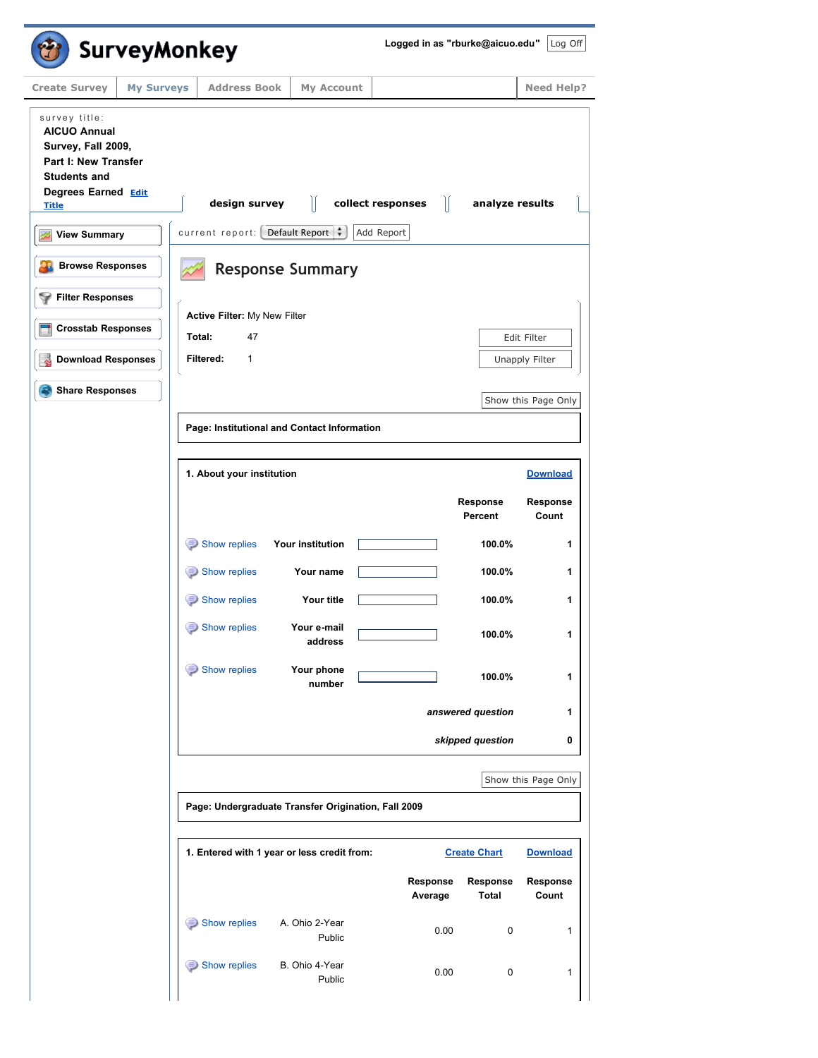SurveyMonkey

Logged in as "rburke@aicuo.edu" Log Off

Create Survey | My Surveys | Address Book | My Account | Need Help?

survey title:

**AICUO Annual Survey, Fall 2009, Part I: New Transfer Students and Degrees Earned** Edit Title

**design survey** | **collect responses** | **analyze results**

- View Summary
- Browse Responses
- Filter Responses
- Crosstab Responses
- Download Responses
- Share Responses

current report: Default Report | Add Report

# Response Summary

**Active Filter:** My New Filter

**Total:** 47

**Filtered:** 1

Edit Filter | Unapply Filter

Show this Page Only

## Page: Institutional and Contact Information

### 1. About your institution

Download

| | | Response Percent | Response Count |
|---|---|---|---|
| Show replies | Your institution | 100.0% | 1 |
| Show replies | Your name | 100.0% | 1 |
| Show replies | Your title | 100.0% | 1 |
| Show replies | Your e-mail address | 100.0% | 1 |
| Show replies | Your phone number | 100.0% | 1 |
| | | *answered question* | 1 |
| | | *skipped question* | 0 |

Show this Page Only

## Page: Undergraduate Transfer Origination, Fall 2009

### 1. Entered with 1 year or less credit from:

Create Chart | Download

| | | Response Average | Response Total | Response Count |
|---|---|---|---|---|
| Show replies | A. Ohio 2-Year Public | 0.00 | 0 | 1 |
| Show replies | B. Ohio 4-Year Public | 0.00 | 0 | 1 |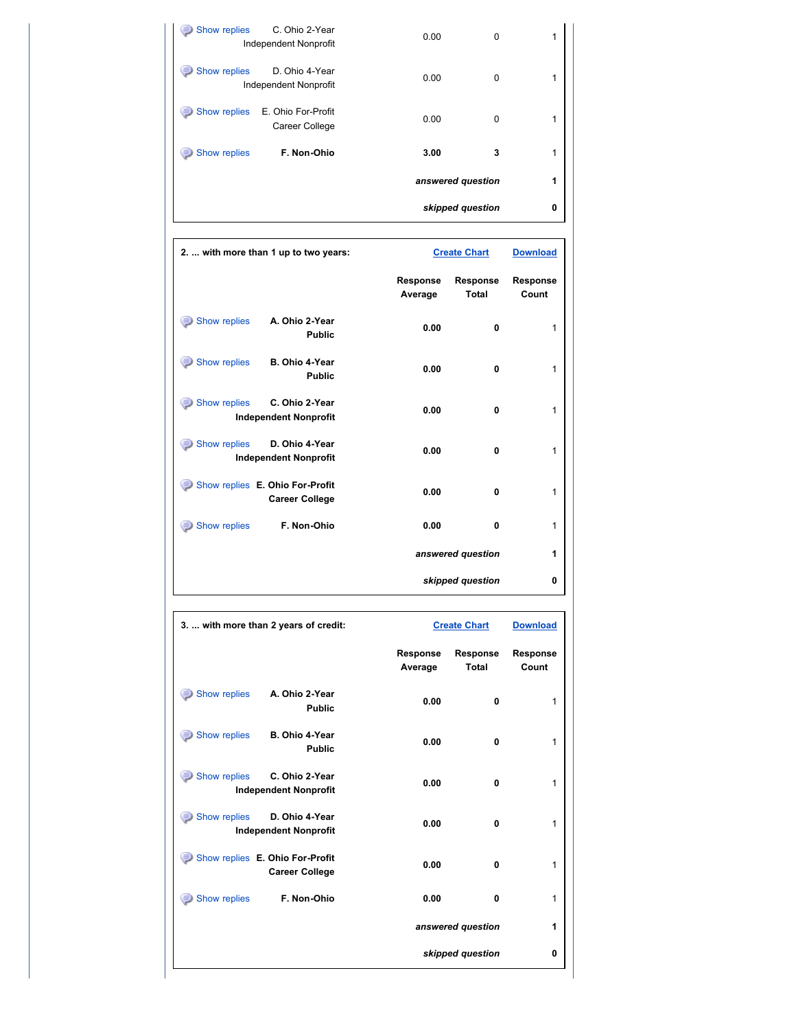| | Response Average | Response Total | Response Count |
|---|---|---|---|
| Show replies C. Ohio 2-Year Independent Nonprofit | 0.00 | 0 | 1 |
| Show replies D. Ohio 4-Year Independent Nonprofit | 0.00 | 0 | 1 |
| Show replies E. Ohio For-Profit Career College | 0.00 | 0 | 1 |
| Show replies **F. Non-Ohio** | **3.00** | **3** | 1 |
| | | ***answered question*** | **1** |
| | | ***skipped question*** | **0** |

**2. ... with more than 1 up to two years:**

Create Chart | Download

| | Response Average | Response Total | Response Count |
|---|---|---|---|
| Show replies **A. Ohio 2-Year Public** | **0.00** | **0** | 1 |
| Show replies **B. Ohio 4-Year Public** | **0.00** | **0** | 1 |
| Show replies **C. Ohio 2-Year Independent Nonprofit** | **0.00** | **0** | 1 |
| Show replies **D. Ohio 4-Year Independent Nonprofit** | **0.00** | **0** | 1 |
| Show replies **E. Ohio For-Profit Career College** | **0.00** | **0** | 1 |
| Show replies **F. Non-Ohio** | **0.00** | **0** | 1 |
| | | ***answered question*** | **1** |
| | | ***skipped question*** | **0** |

**3. ... with more than 2 years of credit:**

Create Chart | Download

| | Response Average | Response Total | Response Count |
|---|---|---|---|
| Show replies **A. Ohio 2-Year Public** | **0.00** | **0** | 1 |
| Show replies **B. Ohio 4-Year Public** | **0.00** | **0** | 1 |
| Show replies **C. Ohio 2-Year Independent Nonprofit** | **0.00** | **0** | 1 |
| Show replies **D. Ohio 4-Year Independent Nonprofit** | **0.00** | **0** | 1 |
| Show replies **E. Ohio For-Profit Career College** | **0.00** | **0** | 1 |
| Show replies **F. Non-Ohio** | **0.00** | **0** | 1 |
| | | ***answered question*** | **1** |
| | | ***skipped question*** | **0** |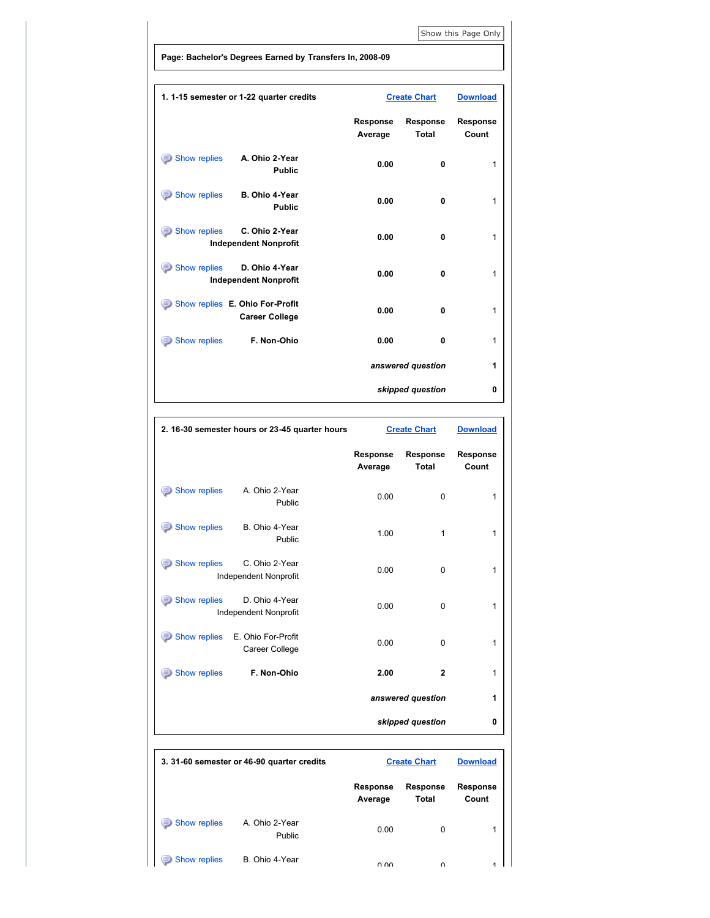Show this Page Only

**Page: Bachelor's Degrees Earned by Transfers In, 2008-09**

**1. 1-15 semester or 1-22 quarter credits**

Create Chart | Download

| | Response Average | Response Total | Response Count |
|---|---|---|---|
| Show replies **A. Ohio 2-Year Public** | **0.00** | **0** | 1 |
| Show replies **B. Ohio 4-Year Public** | **0.00** | **0** | 1 |
| Show replies **C. Ohio 2-Year Independent Nonprofit** | **0.00** | **0** | 1 |
| Show replies **D. Ohio 4-Year Independent Nonprofit** | **0.00** | **0** | 1 |
| Show replies **E. Ohio For-Profit Career College** | **0.00** | **0** | 1 |
| Show replies **F. Non-Ohio** | **0.00** | **0** | 1 |
| | | ***answered question*** | **1** |
| | | ***skipped question*** | **0** |

**2. 16-30 semester hours or 23-45 quarter hours**

Create Chart | Download

| | Response Average | Response Total | Response Count |
|---|---|---|---|
| Show replies A. Ohio 2-Year Public | 0.00 | 0 | 1 |
| Show replies B. Ohio 4-Year Public | 1.00 | 1 | 1 |
| Show replies C. Ohio 2-Year Independent Nonprofit | 0.00 | 0 | 1 |
| Show replies D. Ohio 4-Year Independent Nonprofit | 0.00 | 0 | 1 |
| Show replies E. Ohio For-Profit Career College | 0.00 | 0 | 1 |
| Show replies **F. Non-Ohio** | **2.00** | **2** | 1 |
| | | ***answered question*** | **1** |
| | | ***skipped question*** | **0** |

**3. 31-60 semester or 46-90 quarter credits**

Create Chart | Download

| | Response Average | Response Total | Response Count |
|---|---|---|---|
| Show replies A. Ohio 2-Year Public | 0.00 | 0 | 1 |
| Show replies B. Ohio 4-Year | 0.00 | 0 | 1 |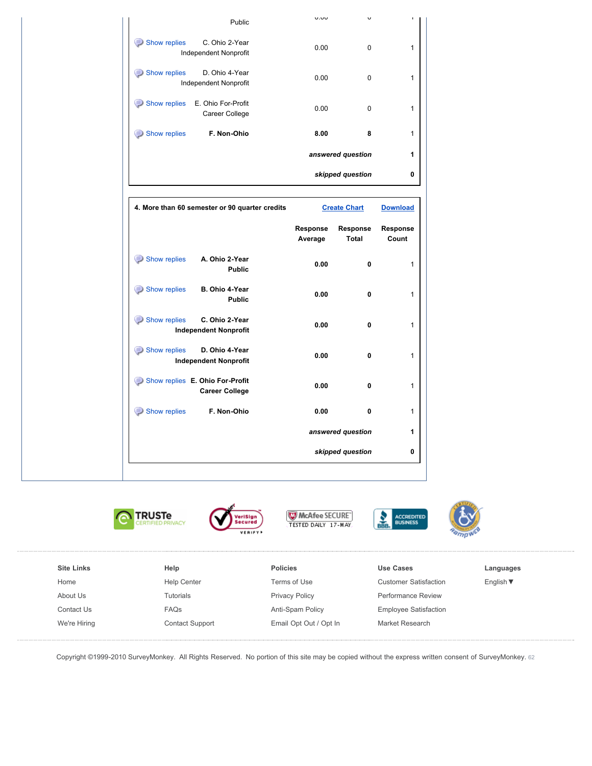| | Response Average | Response Total | Response Count |
|---|---|---|---|
| Public | 0.00 | 0 | 1 |
| Show replies C. Ohio 2-Year Independent Nonprofit | 0.00 | 0 | 1 |
| Show replies D. Ohio 4-Year Independent Nonprofit | 0.00 | 0 | 1 |
| Show replies E. Ohio For-Profit Career College | 0.00 | 0 | 1 |
| Show replies **F. Non-Ohio** | **8.00** | **8** | 1 |
| | | ***answered question*** | **1** |
| | | ***skipped question*** | **0** |

**4. More than 60 semester or 90 quarter credits** — Create Chart | Download

| | Response Average | Response Total | Response Count |
|---|---|---|---|
| Show replies **A. Ohio 2-Year Public** | **0.00** | **0** | 1 |
| Show replies **B. Ohio 4-Year Public** | **0.00** | **0** | 1 |
| Show replies **C. Ohio 2-Year Independent Nonprofit** | **0.00** | **0** | 1 |
| Show replies **D. Ohio 4-Year Independent Nonprofit** | **0.00** | **0** | 1 |
| Show replies **E. Ohio For-Profit Career College** | **0.00** | **0** | 1 |
| Show replies **F. Non-Ohio** | **0.00** | **0** | 1 |
| | | ***answered question*** | **1** |
| | | ***skipped question*** | **0** |

TRUSTe CERTIFIED PRIVACY | VeriSign Secured VERIFY | McAfee SECURE TESTED DAILY 17-MAY | BBB ACCREDITED BUSINESS | RampWEB CERTIFIED

| Site Links | Help | Policies | Use Cases | Languages |
|---|---|---|---|---|
| Home | Help Center | Terms of Use | Customer Satisfaction | English ▼ |
| About Us | Tutorials | Privacy Policy | Performance Review | |
| Contact Us | FAQs | Anti-Spam Policy | Employee Satisfaction | |
| We're Hiring | Contact Support | Email Opt Out / Opt In | Market Research | |

Copyright ©1999-2010 SurveyMonkey. All Rights Reserved. No portion of this site may be copied without the express written consent of SurveyMonkey. 62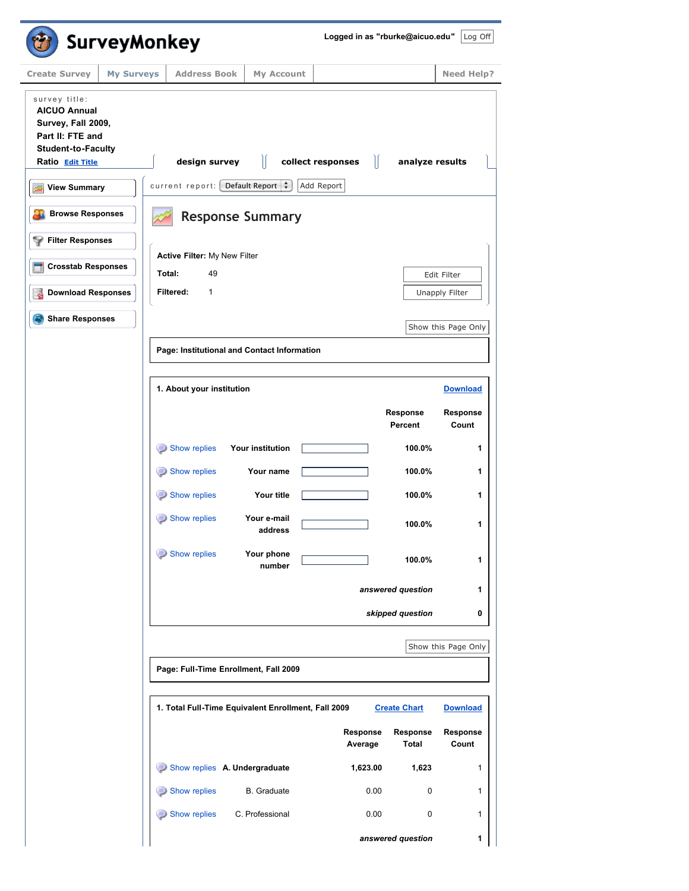SurveyMonkey

Logged in as "rburke@aicuo.edu" Log Off

Create Survey | My Surveys | Address Book | My Account | Need Help?

survey title:
**AICUO Annual Survey, Fall 2009, Part II: FTE and Student-to-Faculty Ratio** Edit Title

design survey | collect responses | analyze results

- View Summary
- Browse Responses
- Filter Responses
- Crosstab Responses
- Download Responses
- Share Responses

current report: Default Report | Add Report

## Response Summary

**Active Filter:** My New Filter

**Total:** 49

**Filtered:** 1

Edit Filter | Unapply Filter

Show this Page Only

**Page: Institutional and Contact Information**

**1. About your institution** Download

| | | | Response Percent | Response Count |
|---|---|---|---|---|
| Show replies | Your institution | | 100.0% | 1 |
| Show replies | Your name | | 100.0% | 1 |
| Show replies | Your title | | 100.0% | 1 |
| Show replies | Your e-mail address | | 100.0% | 1 |
| Show replies | Your phone number | | 100.0% | 1 |
| | | | *answered question* | 1 |
| | | | *skipped question* | 0 |

Show this Page Only

**Page: Full-Time Enrollment, Fall 2009**

**1. Total Full-Time Equivalent Enrollment, Fall 2009** Create Chart Download

| | | Response Average | Response Total | Response Count |
|---|---|---|---|---|
| Show replies | A. Undergraduate | 1,623.00 | 1,623 | 1 |
| Show replies | B. Graduate | 0.00 | 0 | 1 |
| Show replies | C. Professional | 0.00 | 0 | 1 |
| | | | *answered question* | 1 |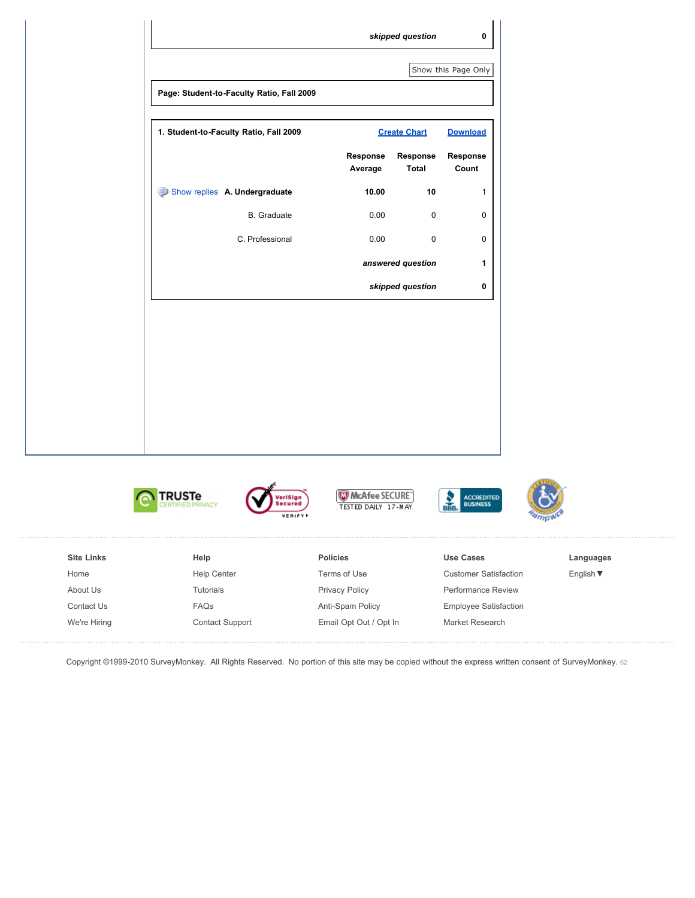| | skipped question | 0 |
|---|---|---|

Show this Page Only

**Page: Student-to-Faculty Ratio, Fall 2009**

**1. Student-to-Faculty Ratio, Fall 2009**

Create Chart Download

| | Response Average | Response Total | Response Count |
|---|---|---|---|
| Show replies **A. Undergraduate** | **10.00** | **10** | 1 |
| B. Graduate | 0.00 | 0 | 0 |
| C. Professional | 0.00 | 0 | 0 |
| | | ***answered question*** | **1** |
| | | ***skipped question*** | **0** |

**Site Links**
- Home
- About Us
- Contact Us
- We're Hiring

**Help**
- Help Center
- Tutorials
- FAQs
- Contact Support

**Policies**
- Terms of Use
- Privacy Policy
- Anti-Spam Policy
- Email Opt Out / Opt In

**Use Cases**
- Customer Satisfaction
- Performance Review
- Employee Satisfaction
- Market Research

**Languages**
- English ▼

Copyright ©1999-2010 SurveyMonkey. All Rights Reserved. No portion of this site may be copied without the express written consent of SurveyMonkey. 62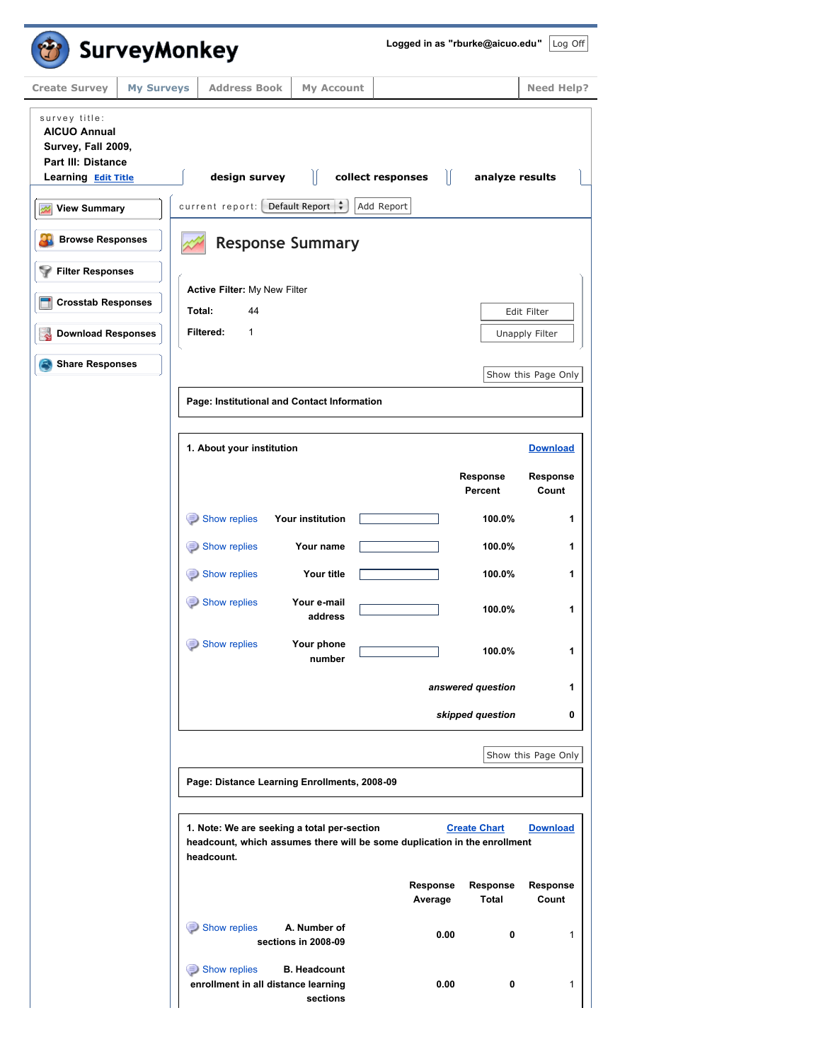SurveyMonkey

Logged in as "rburke@aicuo.edu" Log Off

Create Survey | My Surveys | Address Book | My Account | Need Help?

survey title:
**AICUO Annual Survey, Fall 2009, Part III: Distance Learning** Edit Title

design survey | collect responses | analyze results

- View Summary
- Browse Responses
- Filter Responses
- Crosstab Responses
- Download Responses
- Share Responses

current report: Default Report | Add Report

# Response Summary

**Active Filter:** My New Filter

**Total:** 44

**Filtered:** 1

Edit Filter | Unapply Filter

Show this Page Only

**Page: Institutional and Contact Information**

**1. About your institution** Download

| | | Response Percent | Response Count |
|---|---|---|---|
| Show replies | Your institution | 100.0% | 1 |
| Show replies | Your name | 100.0% | 1 |
| Show replies | Your title | 100.0% | 1 |
| Show replies | Your e-mail address | 100.0% | 1 |
| Show replies | Your phone number | 100.0% | 1 |
| | | *answered question* | 1 |
| | | *skipped question* | 0 |

Show this Page Only

**Page: Distance Learning Enrollments, 2008-09**

**1. Note: We are seeking a total per-section headcount, which assumes there will be some duplication in the enrollment headcount.** Create Chart Download

| | | Response Average | Response Total | Response Count |
|---|---|---|---|---|
| Show replies | A. Number of sections in 2008-09 | 0.00 | 0 | 1 |
| Show replies | B. Headcount enrollment in all distance learning sections | 0.00 | 0 | 1 |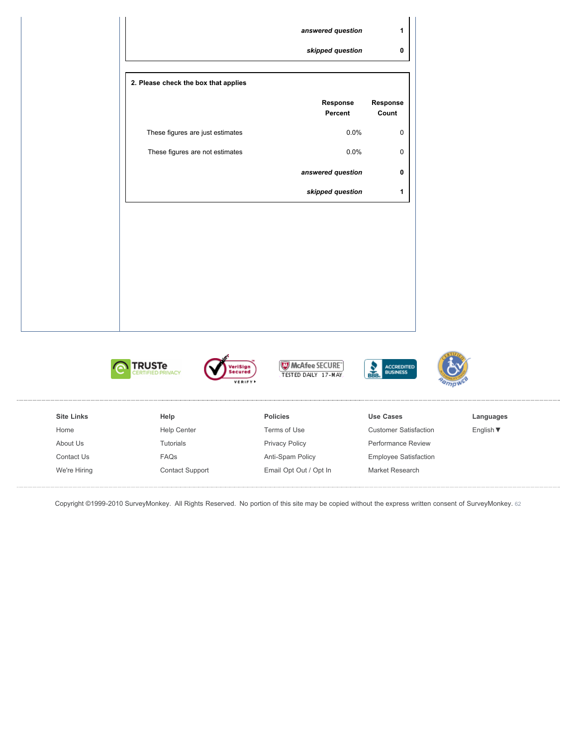| | |
|---|---|
| ***answered question*** | **1** |
| ***skipped question*** | **0** |

**2. Please check the box that applies**

| | Response Percent | Response Count |
|---|---|---|
| These figures are just estimates | 0.0% | 0 |
| These figures are not estimates | 0.0% | 0 |
| ***answered question*** | | **0** |
| ***skipped question*** | | **1** |

| Site Links | Help | Policies | Use Cases | Languages |
|---|---|---|---|---|
| Home | Help Center | Terms of Use | Customer Satisfaction | English ▼ |
| About Us | Tutorials | Privacy Policy | Performance Review | |
| Contact Us | FAQs | Anti-Spam Policy | Employee Satisfaction | |
| We're Hiring | Contact Support | Email Opt Out / Opt In | Market Research | |

Copyright ©1999-2010 SurveyMonkey. All Rights Reserved. No portion of this site may be copied without the express written consent of SurveyMonkey. 62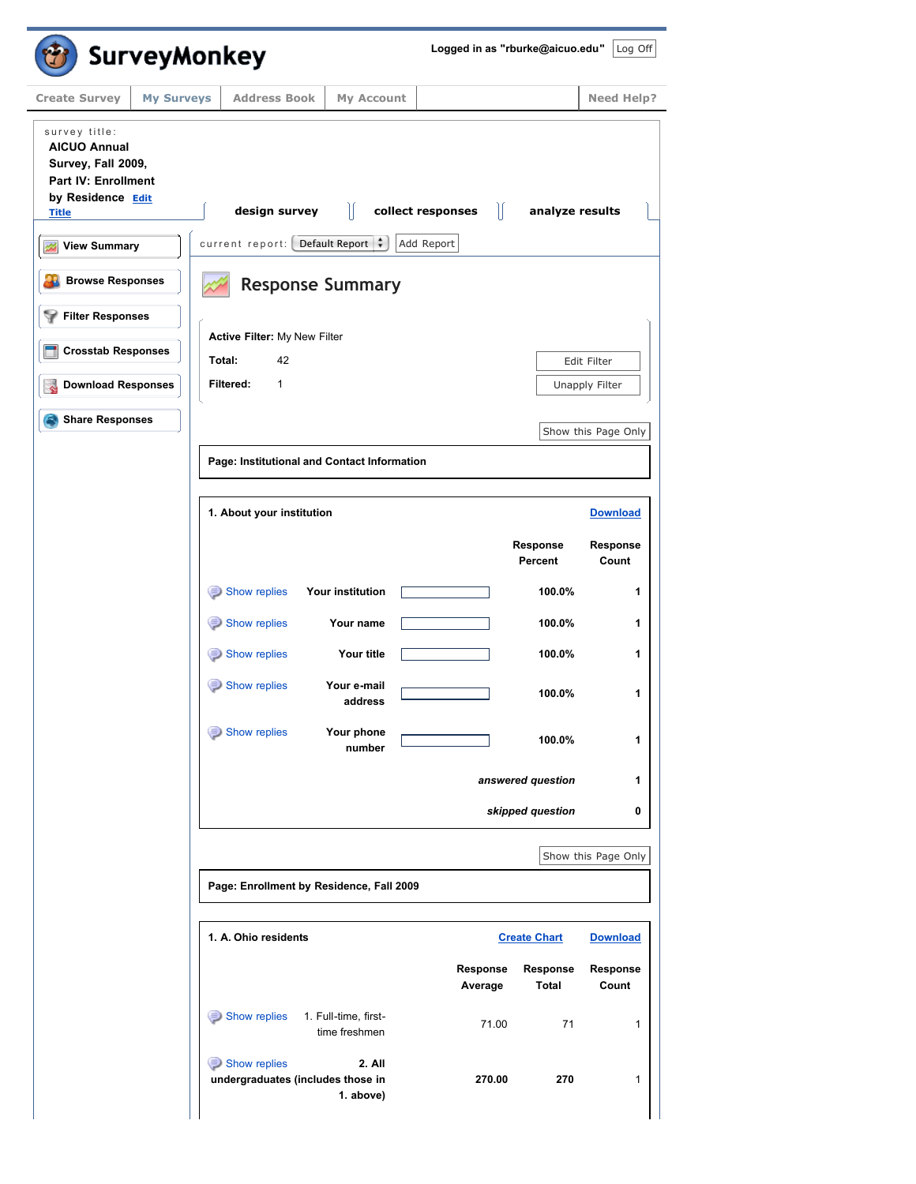SurveyMonkey

Logged in as "rburke@aicuo.edu" Log Off

Create Survey | My Surveys | Address Book | My Account | Need Help?

survey title:
**AICUO Annual Survey, Fall 2009, Part IV: Enrollment by Residence** Edit Title

design survey | collect responses | analyze results

- View Summary
- Browse Responses
- Filter Responses
- Crosstab Responses
- Download Responses
- Share Responses

current report: Default Report | Add Report

# Response Summary

**Active Filter:** My New Filter

**Total:** 42

**Filtered:** 1

Edit Filter | Unapply Filter

Show this Page Only

**Page: Institutional and Contact Information**

**1. About your institution** Download

| | | | Response Percent | Response Count |
|---|---|---|---|---|
| Show replies | Your institution | | 100.0% | 1 |
| Show replies | Your name | | 100.0% | 1 |
| Show replies | Your title | | 100.0% | 1 |
| Show replies | Your e-mail address | | 100.0% | 1 |
| Show replies | Your phone number | | 100.0% | 1 |
| | | | *answered question* | 1 |
| | | | *skipped question* | 0 |

Show this Page Only

**Page: Enrollment by Residence, Fall 2009**

**1. A. Ohio residents** Create Chart Download

| | | Response Average | Response Total | Response Count |
|---|---|---|---|---|
| Show replies | 1. Full-time, first-time freshmen | 71.00 | 71 | 1 |
| Show replies | 2. All undergraduates (includes those in 1. above) | 270.00 | 270 | 1 |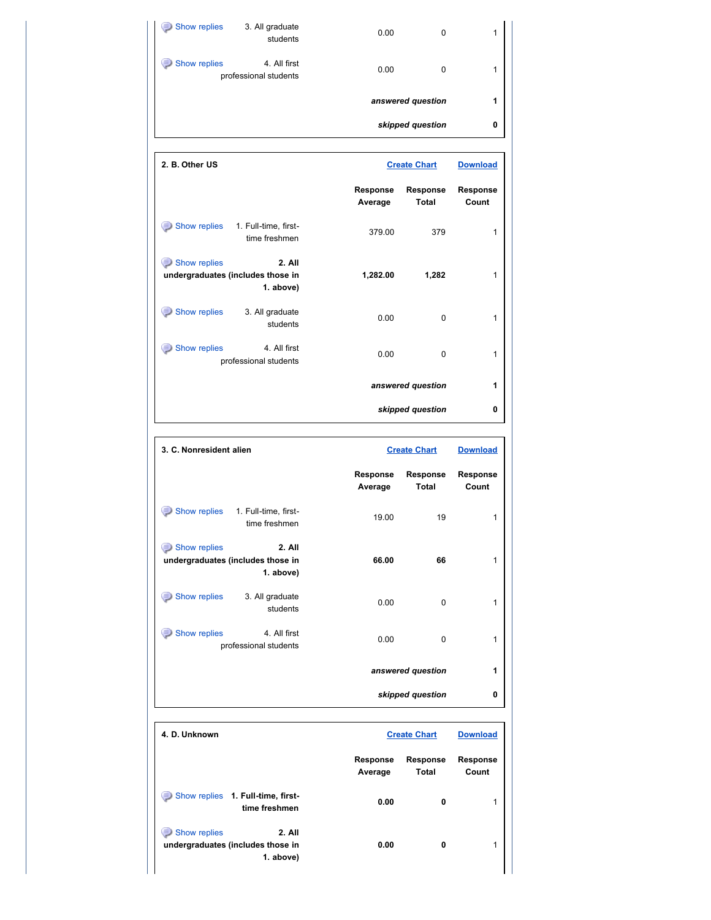| | Response Average | Response Total | Response Count |
|---|---|---|---|
| Show replies 3. All graduate students | 0.00 | 0 | 1 |
| Show replies 4. All first professional students | 0.00 | 0 | 1 |
| | | ***answered question*** | **1** |
| | | ***skipped question*** | **0** |

**2. B. Other US**

Create Chart Download

| | Response Average | Response Total | Response Count |
|---|---|---|---|
| Show replies 1. Full-time, first-time freshmen | 379.00 | 379 | 1 |
| Show replies **2. All undergraduates (includes those in 1. above)** | **1,282.00** | **1,282** | 1 |
| Show replies 3. All graduate students | 0.00 | 0 | 1 |
| Show replies 4. All first professional students | 0.00 | 0 | 1 |
| | | ***answered question*** | **1** |
| | | ***skipped question*** | **0** |

**3. C. Nonresident alien**

Create Chart Download

| | Response Average | Response Total | Response Count |
|---|---|---|---|
| Show replies 1. Full-time, first-time freshmen | 19.00 | 19 | 1 |
| Show replies **2. All undergraduates (includes those in 1. above)** | **66.00** | **66** | 1 |
| Show replies 3. All graduate students | 0.00 | 0 | 1 |
| Show replies 4. All first professional students | 0.00 | 0 | 1 |
| | | ***answered question*** | **1** |
| | | ***skipped question*** | **0** |

**4. D. Unknown**

Create Chart Download

| | Response Average | Response Total | Response Count |
|---|---|---|---|
| Show replies **1. Full-time, first-time freshmen** | **0.00** | **0** | 1 |
| Show replies **2. All undergraduates (includes those in 1. above)** | **0.00** | **0** | 1 |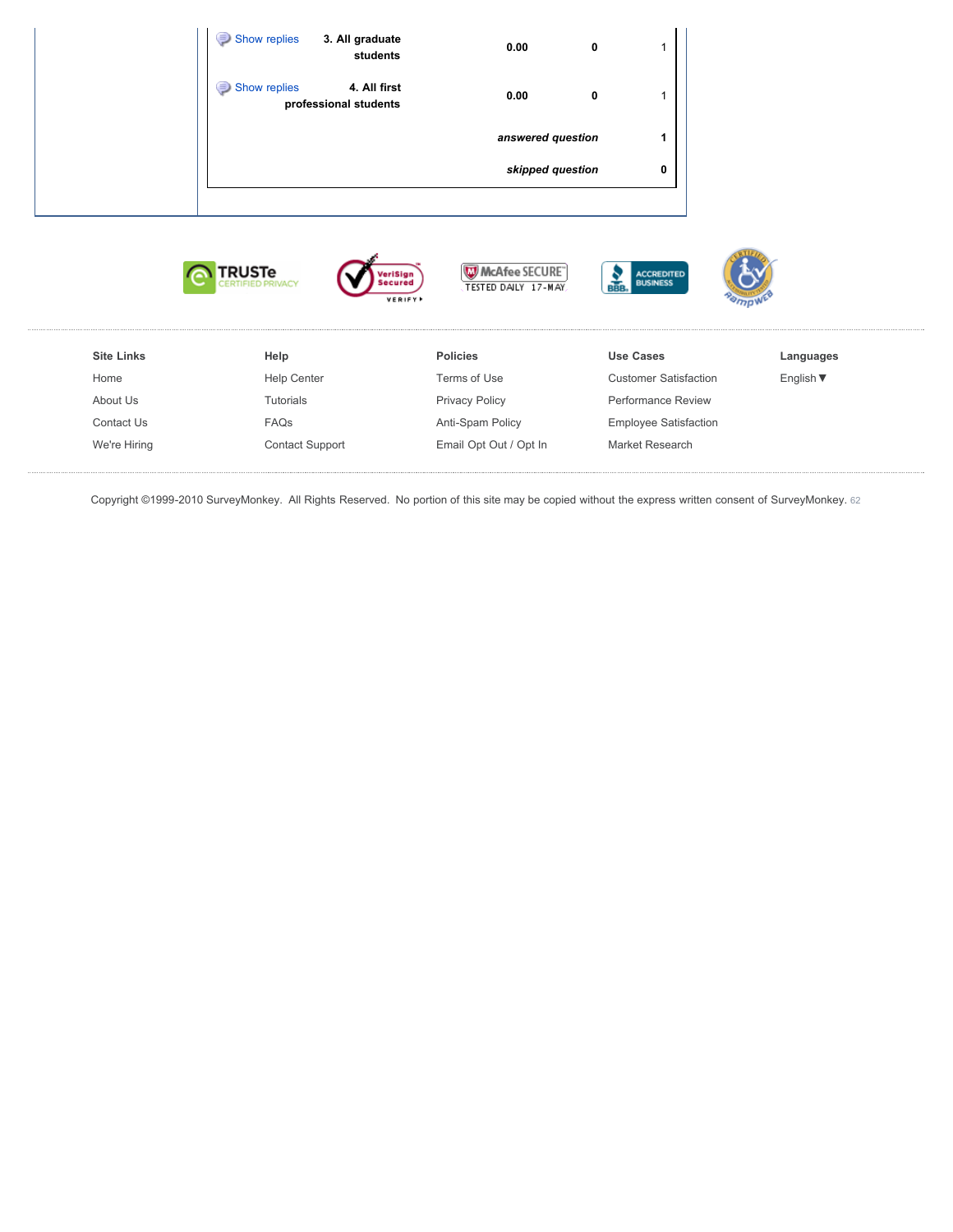| | | | | |
|---|---|---|---|---|
| Show replies | 3. All graduate students | 0.00 | 0 | 1 |
| Show replies | 4. All first professional students | 0.00 | 0 | 1 |
| | | | ***answered question*** | **1** |
| | | | ***skipped question*** | **0** |

**Site Links**

Home
About Us
Contact Us
We're Hiring

**Help**

Help Center
Tutorials
FAQs
Contact Support

**Policies**

Terms of Use
Privacy Policy
Anti-Spam Policy
Email Opt Out / Opt In

**Use Cases**

Customer Satisfaction
Performance Review
Employee Satisfaction
Market Research

**Languages**

English ▼

Copyright ©1999-2010 SurveyMonkey. All Rights Reserved. No portion of this site may be copied without the express written consent of SurveyMonkey. 62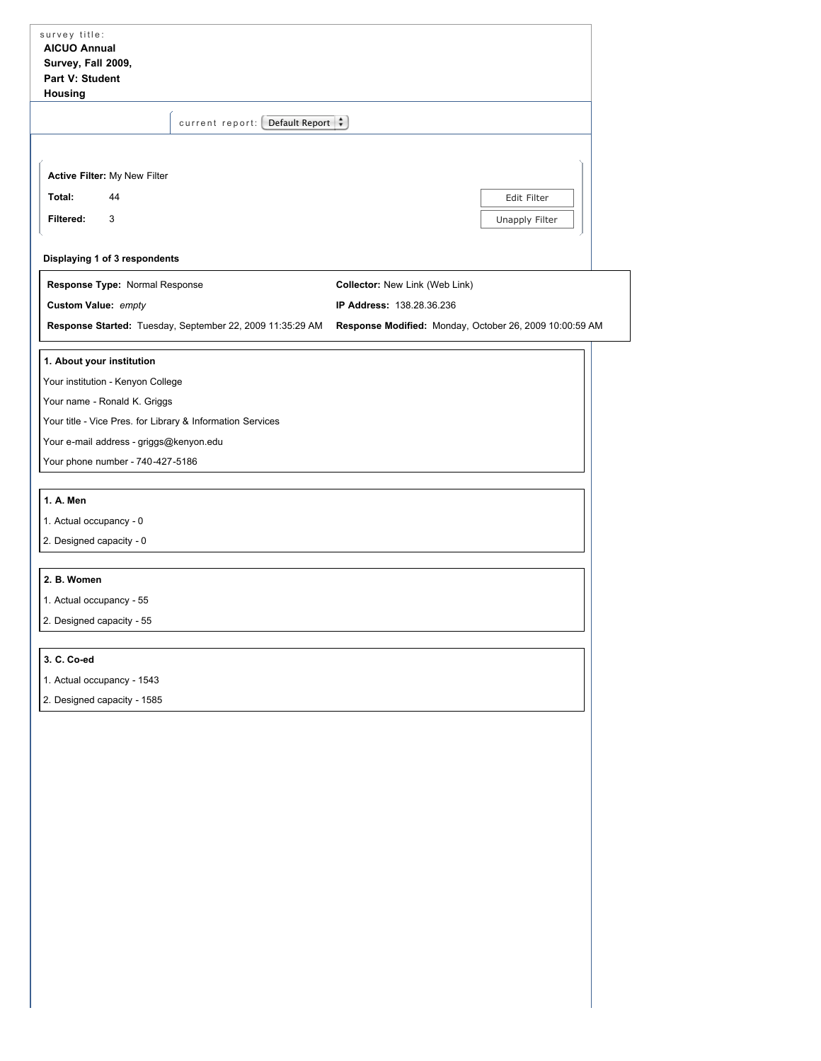survey title:

**AICUO Annual Survey, Fall 2009, Part V: Student Housing**

current report: Default Report

**Active Filter:** My New Filter

**Total:** 44

**Filtered:** 3

Edit Filter

Unapply Filter

**Displaying 1 of 3 respondents**

| | |
|---|---|
| **Response Type:** Normal Response | **Collector:** New Link (Web Link) |
| **Custom Value:** *empty* | **IP Address:** 138.28.36.236 |
| **Response Started:** Tuesday, September 22, 2009 11:35:29 AM | **Response Modified:** Monday, October 26, 2009 10:00:59 AM |

**1. About your institution**

Your institution - Kenyon College

Your name - Ronald K. Griggs

Your title - Vice Pres. for Library & Information Services

Your e-mail address - griggs@kenyon.edu

Your phone number - 740-427-5186

**1. A. Men**

1. Actual occupancy - 0
2. Designed capacity - 0

**2. B. Women**

1. Actual occupancy - 55
2. Designed capacity - 55

**3. C. Co-ed**

1. Actual occupancy - 1543
2. Designed capacity - 1585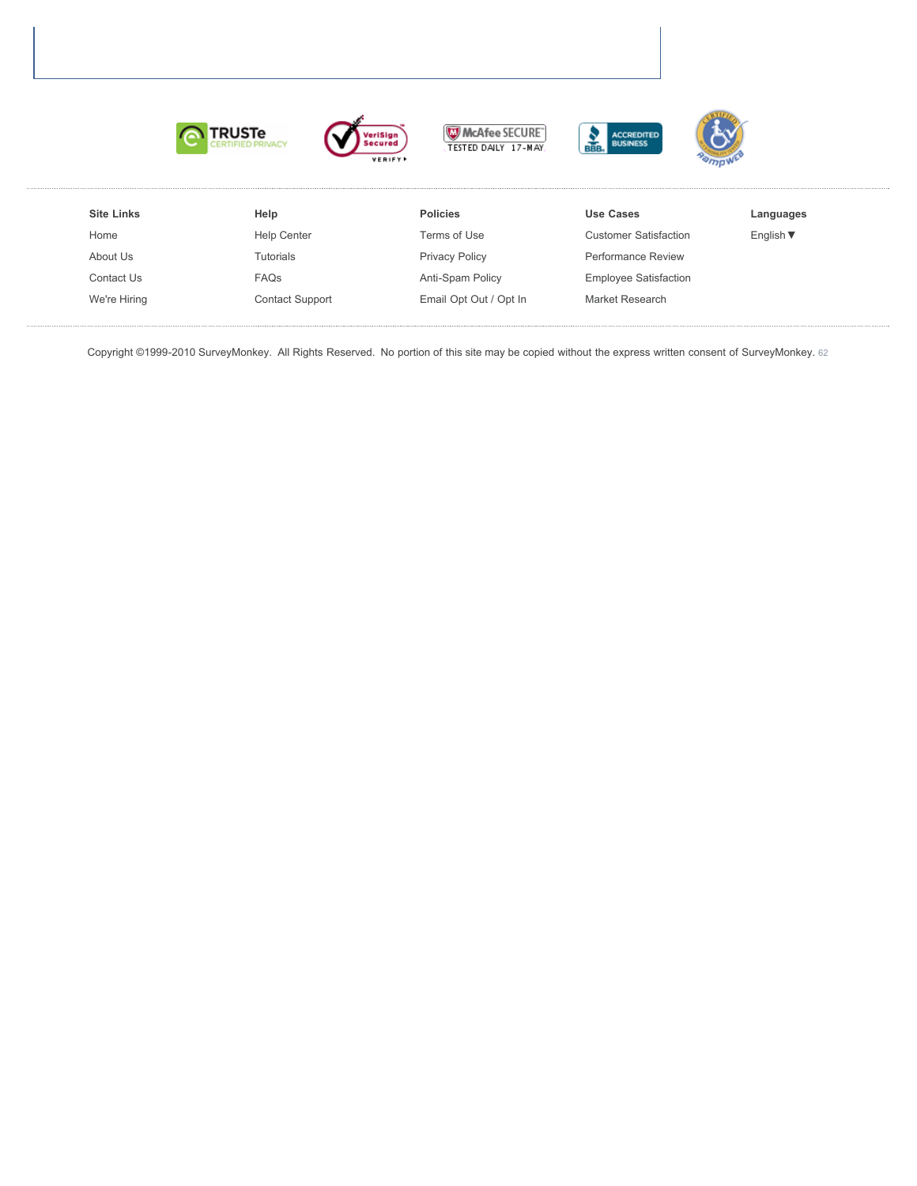| Site Links | Help | Policies | Use Cases | Languages |
| --- | --- | --- | --- | --- |
| Home | Help Center | Terms of Use | Customer Satisfaction | English ▼ |
| About Us | Tutorials | Privacy Policy | Performance Review | |
| Contact Us | FAQs | Anti-Spam Policy | Employee Satisfaction | |
| We're Hiring | Contact Support | Email Opt Out / Opt In | Market Research | |

Copyright ©1999-2010 SurveyMonkey. All Rights Reserved. No portion of this site may be copied without the express written consent of SurveyMonkey. 62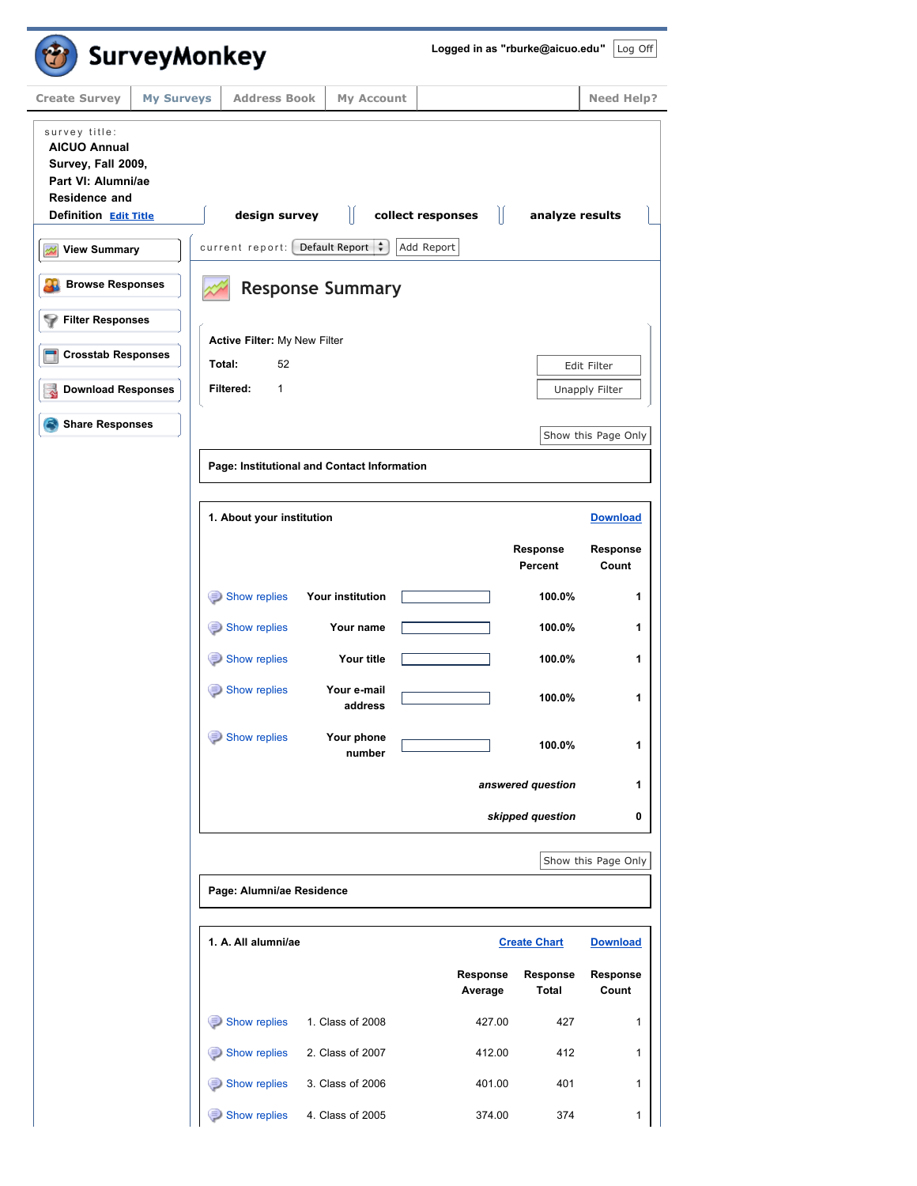SurveyMonkey

Logged in as "rburke@aicuo.edu" Log Off

Create Survey | My Surveys | Address Book | My Account | Need Help?

survey title:

**AICUO Annual Survey, Fall 2009, Part VI: Alumni/ae Residence and Definition** Edit Title

design survey | collect responses | analyze results

- View Summary
- Browse Responses
- Filter Responses
- Crosstab Responses
- Download Responses
- Share Responses

current report: Default Report | Add Report

# Response Summary

**Active Filter:** My New Filter

**Total:** 52

**Filtered:** 1

Edit Filter | Unapply Filter

Show this Page Only

## Page: Institutional and Contact Information

### 1. About your institution

Download

| | | Response Percent | Response Count |
|---|---|---|---|
| Show replies | Your institution | 100.0% | 1 |
| Show replies | Your name | 100.0% | 1 |
| Show replies | Your title | 100.0% | 1 |
| Show replies | Your e-mail address | 100.0% | 1 |
| Show replies | Your phone number | 100.0% | 1 |
| | | *answered question* | 1 |
| | | *skipped question* | 0 |

Show this Page Only

## Page: Alumni/ae Residence

### 1. A. All alumni/ae

Create Chart | Download

| | | Response Average | Response Total | Response Count |
|---|---|---|---|---|
| Show replies | 1. Class of 2008 | 427.00 | 427 | 1 |
| Show replies | 2. Class of 2007 | 412.00 | 412 | 1 |
| Show replies | 3. Class of 2006 | 401.00 | 401 | 1 |
| Show replies | 4. Class of 2005 | 374.00 | 374 | 1 |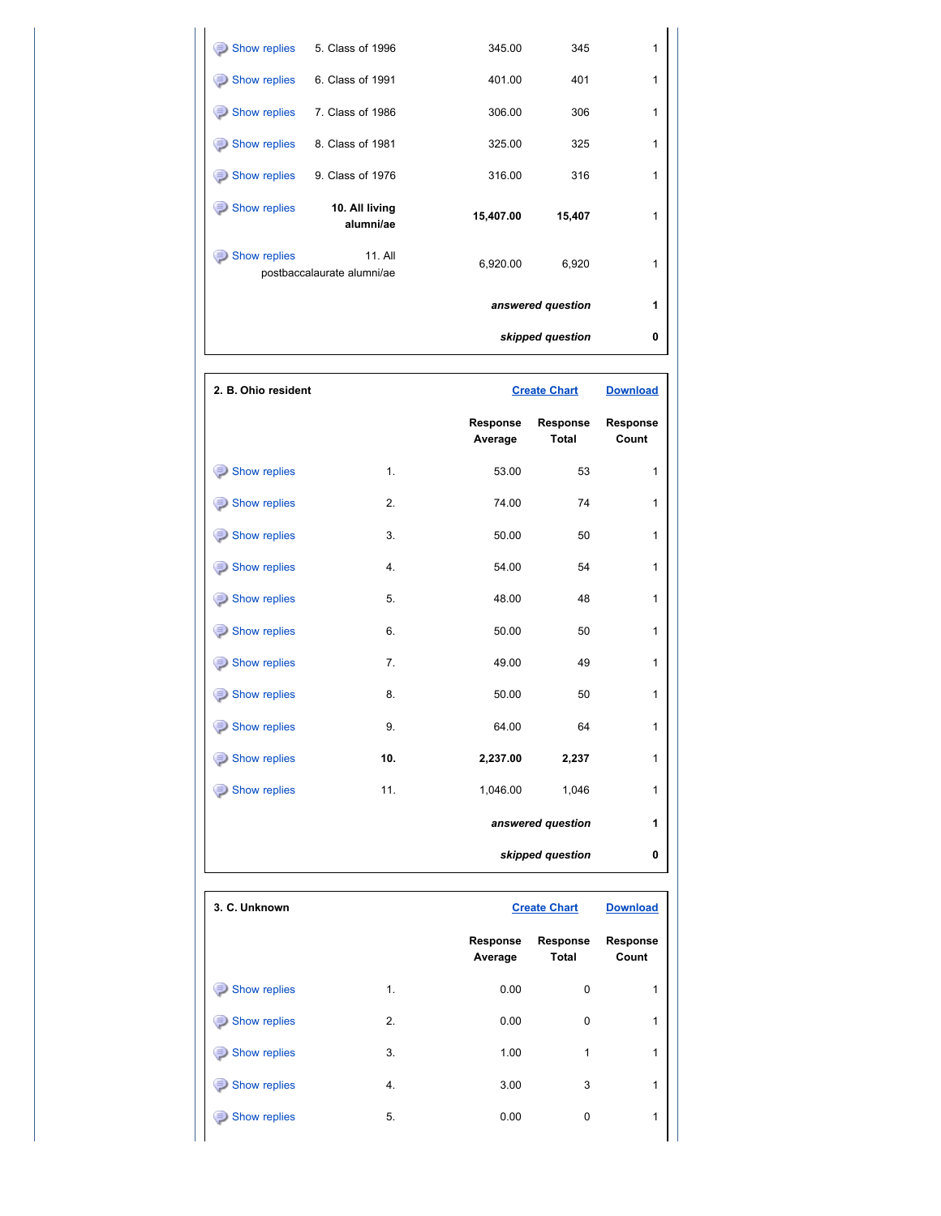| | | Response Average | Response Total | Response Count |
|---|---|---|---|---|
| Show replies | 5. Class of 1996 | 345.00 | 345 | 1 |
| Show replies | 6. Class of 1991 | 401.00 | 401 | 1 |
| Show replies | 7. Class of 1986 | 306.00 | 306 | 1 |
| Show replies | 8. Class of 1981 | 325.00 | 325 | 1 |
| Show replies | 9. Class of 1976 | 316.00 | 316 | 1 |
| Show replies | **10. All living alumni/ae** | **15,407.00** | **15,407** | 1 |
| Show replies | 11. All postbaccalaurate alumni/ae | 6,920.00 | 6,920 | 1 |
| | | | ***answered question*** | **1** |
| | | | ***skipped question*** | **0** |

**2. B. Ohio resident**

Create Chart Download

| | | Response Average | Response Total | Response Count |
|---|---|---|---|---|
| Show replies | 1. | 53.00 | 53 | 1 |
| Show replies | 2. | 74.00 | 74 | 1 |
| Show replies | 3. | 50.00 | 50 | 1 |
| Show replies | 4. | 54.00 | 54 | 1 |
| Show replies | 5. | 48.00 | 48 | 1 |
| Show replies | 6. | 50.00 | 50 | 1 |
| Show replies | 7. | 49.00 | 49 | 1 |
| Show replies | 8. | 50.00 | 50 | 1 |
| Show replies | 9. | 64.00 | 64 | 1 |
| Show replies | **10.** | **2,237.00** | **2,237** | 1 |
| Show replies | 11. | 1,046.00 | 1,046 | 1 |
| | | | ***answered question*** | **1** |
| | | | ***skipped question*** | **0** |

**3. C. Unknown**

Create Chart Download

| | | Response Average | Response Total | Response Count |
|---|---|---|---|---|
| Show replies | 1. | 0.00 | 0 | 1 |
| Show replies | 2. | 0.00 | 0 | 1 |
| Show replies | 3. | 1.00 | 1 | 1 |
| Show replies | 4. | 3.00 | 3 | 1 |
| Show replies | 5. | 0.00 | 0 | 1 |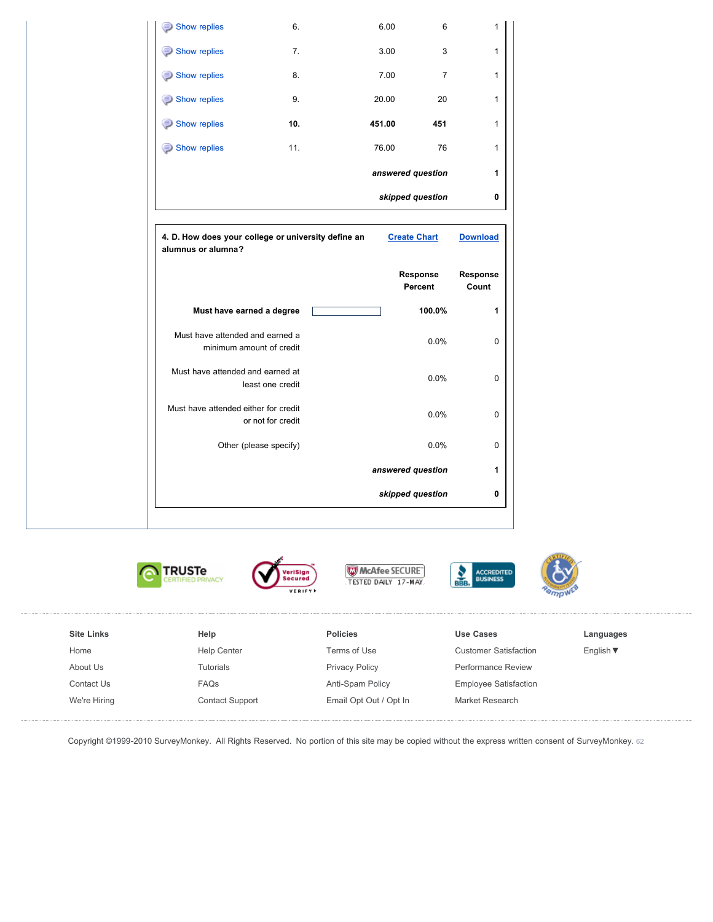| | | | | |
|---|---|---|---|---|
| Show replies | 6. | 6.00 | 6 | 1 |
| Show replies | 7. | 3.00 | 3 | 1 |
| Show replies | 8. | 7.00 | 7 | 1 |
| Show replies | 9. | 20.00 | 20 | 1 |
| Show replies | **10.** | **451.00** | **451** | 1 |
| Show replies | 11. | 76.00 | 76 | 1 |
| | | | ***answered question*** | **1** |
| | | | ***skipped question*** | **0** |

**4. D. How does your college or university define an alumnus or alumna?**

Create Chart Download

| | Response Percent | Response Count |
|---|---|---|
| **Must have earned a degree** | **100.0%** | **1** |
| Must have attended and earned a minimum amount of credit | 0.0% | 0 |
| Must have attended and earned at least one credit | 0.0% | 0 |
| Must have attended either for credit or not for credit | 0.0% | 0 |
| Other (please specify) | 0.0% | 0 |
| | ***answered question*** | **1** |
| | ***skipped question*** | **0** |

**Site Links**
- Home
- About Us
- Contact Us
- We're Hiring

**Help**
- Help Center
- Tutorials
- FAQs
- Contact Support

**Policies**
- Terms of Use
- Privacy Policy
- Anti-Spam Policy
- Email Opt Out / Opt In

**Use Cases**
- Customer Satisfaction
- Performance Review
- Employee Satisfaction
- Market Research

**Languages**
- English ▼

Copyright ©1999-2010 SurveyMonkey. All Rights Reserved. No portion of this site may be copied without the express written consent of SurveyMonkey. 62